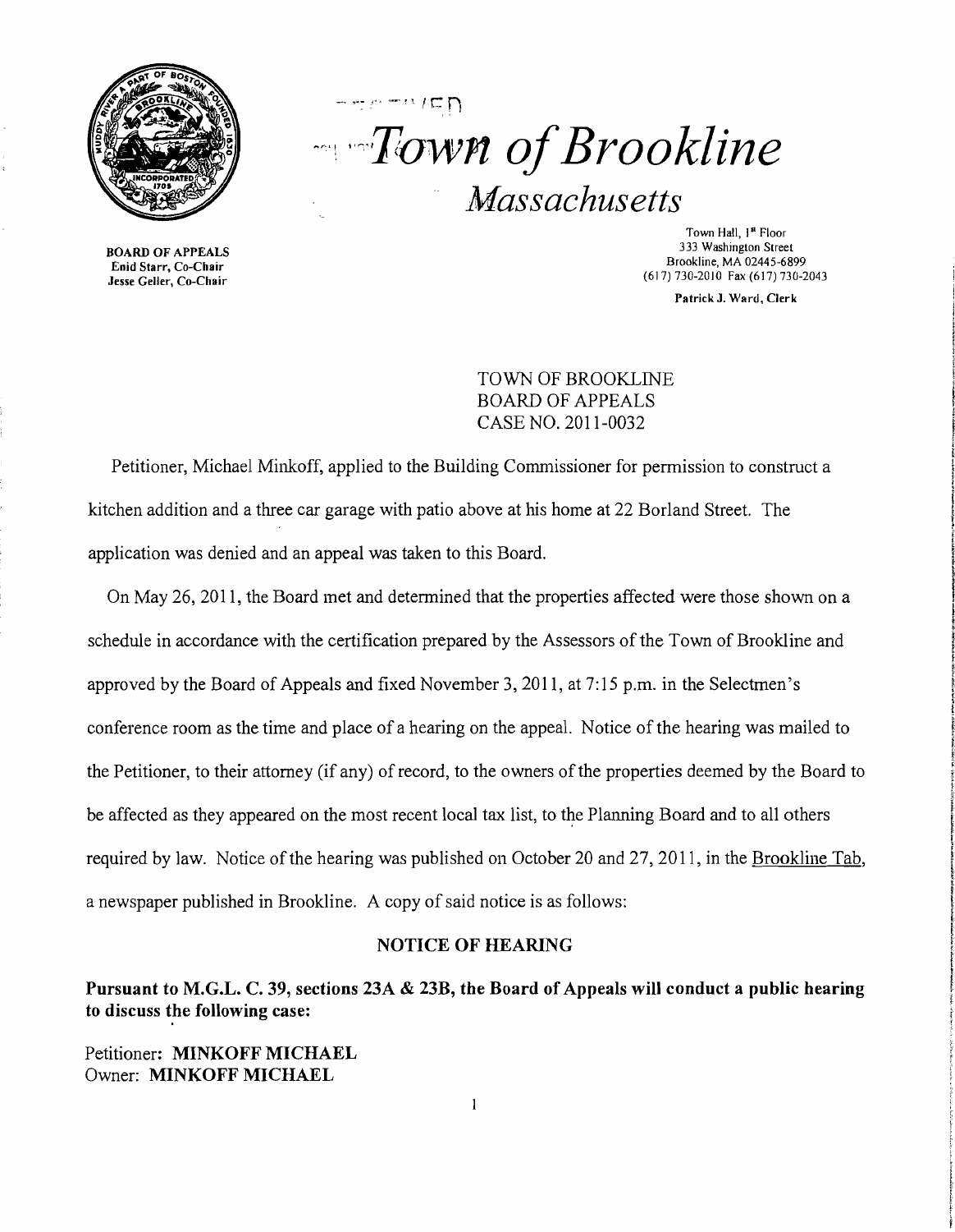# Town of Brookline

*Massachusetts*

**BOARD OF APPEALS**
Enid Starr, Co-Chair
Jesse Geller, Co-Chair

Town Hall, 1st Floor
333 Washington Street
Brookline, MA 02445-6899
(617) 730-2010 Fax (617) 730-2043

Patrick J. Ward, Clerk

TOWN OF BROOKLINE
BOARD OF APPEALS
CASE NO. 2011-0032

Petitioner, Michael Minkoff, applied to the Building Commissioner for permission to construct a kitchen addition and a three car garage with patio above at his home at 22 Borland Street. The application was denied and an appeal was taken to this Board.

On May 26, 2011, the Board met and determined that the properties affected were those shown on a schedule in accordance with the certification prepared by the Assessors of the Town of Brookline and approved by the Board of Appeals and fixed November 3, 2011, at 7:15 p.m. in the Selectmen's conference room as the time and place of a hearing on the appeal. Notice of the hearing was mailed to the Petitioner, to their attorney (if any) of record, to the owners of the properties deemed by the Board to be affected as they appeared on the most recent local tax list, to the Planning Board and to all others required by law. Notice of the hearing was published on October 20 and 27, 2011, in the Brookline Tab, a newspaper published in Brookline. A copy of said notice is as follows:

**NOTICE OF HEARING**

**Pursuant to M.G.L. C. 39, sections 23A & 23B, the Board of Appeals will conduct a public hearing to discuss the following case:**

Petitioner: **MINKOFF MICHAEL**
Owner: **MINKOFF MICHAEL**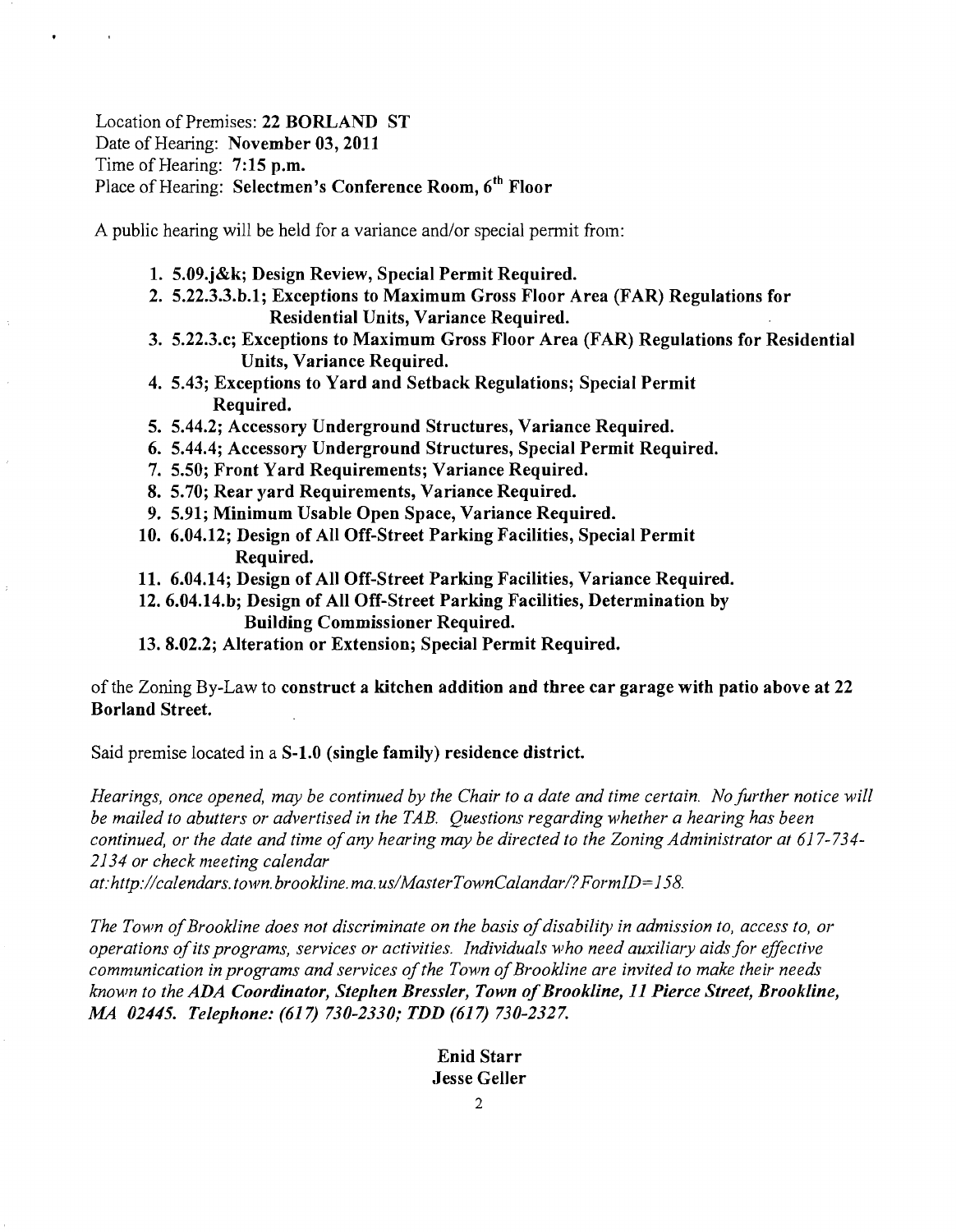Location of Premises: **22 BORLAND ST**
Date of Hearing: **November 03, 2011**
Time of Hearing: **7:15 p.m.**
Place of Hearing: **Selectmen's Conference Room, 6th Floor**

A public hearing will be held for a variance and/or special permit from:

1. **5.09.j&k; Design Review, Special Permit Required.**
2. **5.22.3.3.b.1; Exceptions to Maximum Gross Floor Area (FAR) Regulations for Residential Units, Variance Required.**
3. **5.22.3.c; Exceptions to Maximum Gross Floor Area (FAR) Regulations for Residential Units, Variance Required.**
4. **5.43; Exceptions to Yard and Setback Regulations; Special Permit Required.**
5. **5.44.2; Accessory Underground Structures, Variance Required.**
6. **5.44.4; Accessory Underground Structures, Special Permit Required.**
7. **5.50; Front Yard Requirements; Variance Required.**
8. **5.70; Rear yard Requirements, Variance Required.**
9. **5.91; Minimum Usable Open Space, Variance Required.**
10. **6.04.12; Design of All Off-Street Parking Facilities, Special Permit Required.**
11. **6.04.14; Design of All Off-Street Parking Facilities, Variance Required.**
12. **6.04.14.b; Design of All Off-Street Parking Facilities, Determination by Building Commissioner Required.**
13. **8.02.2; Alteration or Extension; Special Permit Required.**

of the Zoning By-Law to **construct a kitchen addition and three car garage with patio above at 22 Borland Street.**

Said premise located in a **S-1.0 (single family) residence district.**

*Hearings, once opened, may be continued by the Chair to a date and time certain. No further notice will be mailed to abutters or advertised in the TAB. Questions regarding whether a hearing has been continued, or the date and time of any hearing may be directed to the Zoning Administrator at 617-734-2134 or check meeting calendar at:http://calendars.town.brookline.ma.us/MasterTownCalandar/?FormID=158.*

*The Town of Brookline does not discriminate on the basis of disability in admission to, access to, or operations of its programs, services or activities. Individuals who need auxiliary aids for effective communication in programs and services of the Town of Brookline are invited to make their needs known to the ADA Coordinator, **Stephen Bressler, Town of Brookline, 11 Pierce Street, Brookline, MA 02445. Telephone: (617) 730-2330; TDD (617) 730-2327.***

**Enid Starr**
**Jesse Geller**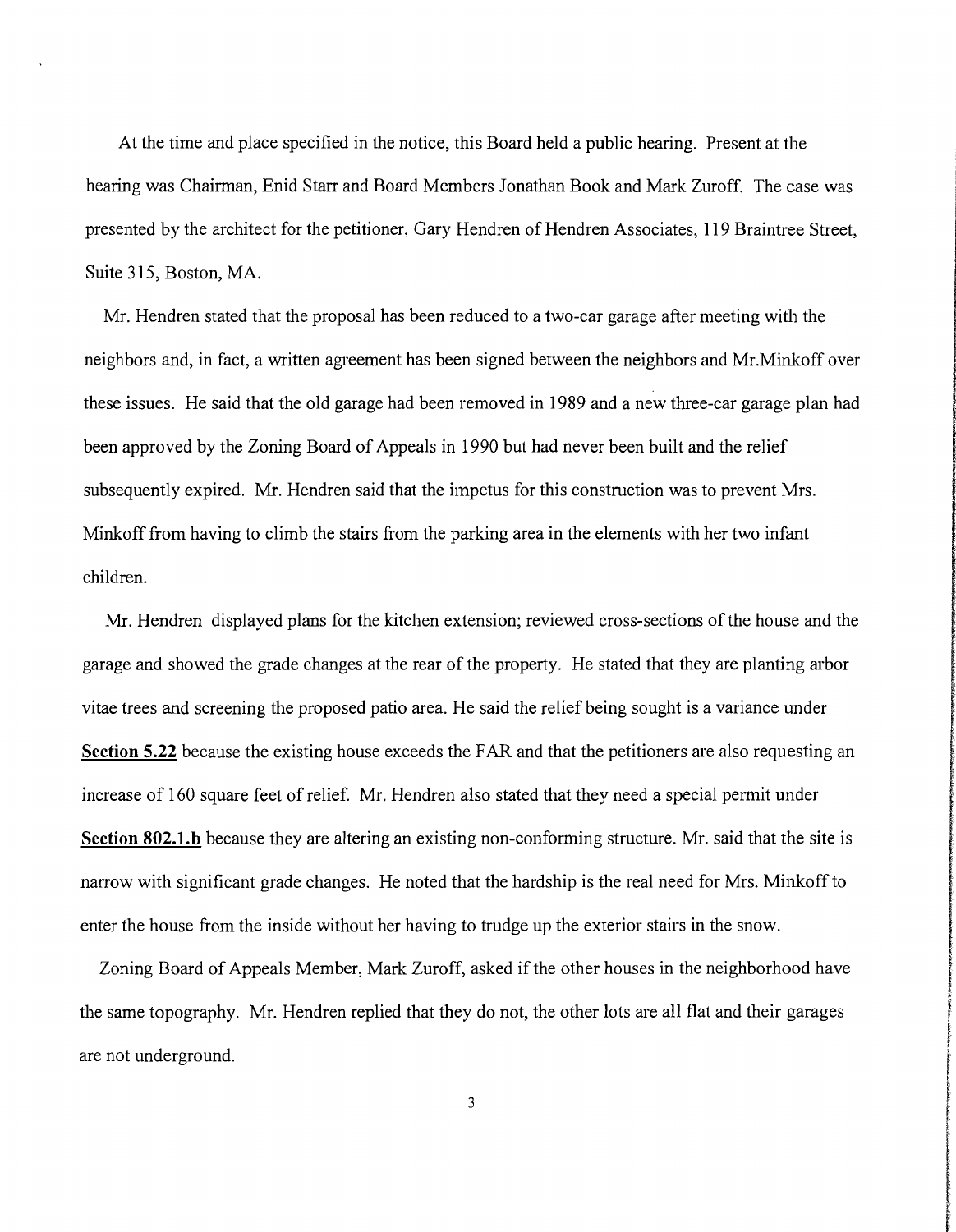At the time and place specified in the notice, this Board held a public hearing. Present at the hearing was Chairman, Enid Starr and Board Members Jonathan Book and Mark Zuroff. The case was presented by the architect for the petitioner, Gary Hendren of Hendren Associates, 119 Braintree Street, Suite 315, Boston, MA.

Mr. Hendren stated that the proposal has been reduced to a two-car garage after meeting with the neighbors and, in fact, a written agreement has been signed between the neighbors and Mr.Minkoff over these issues. He said that the old garage had been removed in 1989 and a new three-car garage plan had been approved by the Zoning Board of Appeals in 1990 but had never been built and the relief subsequently expired. Mr. Hendren said that the impetus for this construction was to prevent Mrs. Minkoff from having to climb the stairs from the parking area in the elements with her two infant children.

Mr. Hendren displayed plans for the kitchen extension; reviewed cross-sections of the house and the garage and showed the grade changes at the rear of the property. He stated that they are planting arbor vitae trees and screening the proposed patio area. He said the relief being sought is a variance under **Section 5.22** because the existing house exceeds the FAR and that the petitioners are also requesting an increase of 160 square feet of relief. Mr. Hendren also stated that they need a special permit under **Section 802.1.b** because they are altering an existing non-conforming structure. Mr. said that the site is narrow with significant grade changes. He noted that the hardship is the real need for Mrs. Minkoff to enter the house from the inside without her having to trudge up the exterior stairs in the snow.

Zoning Board of Appeals Member, Mark Zuroff, asked if the other houses in the neighborhood have the same topography. Mr. Hendren replied that they do not, the other lots are all flat and their garages are not underground.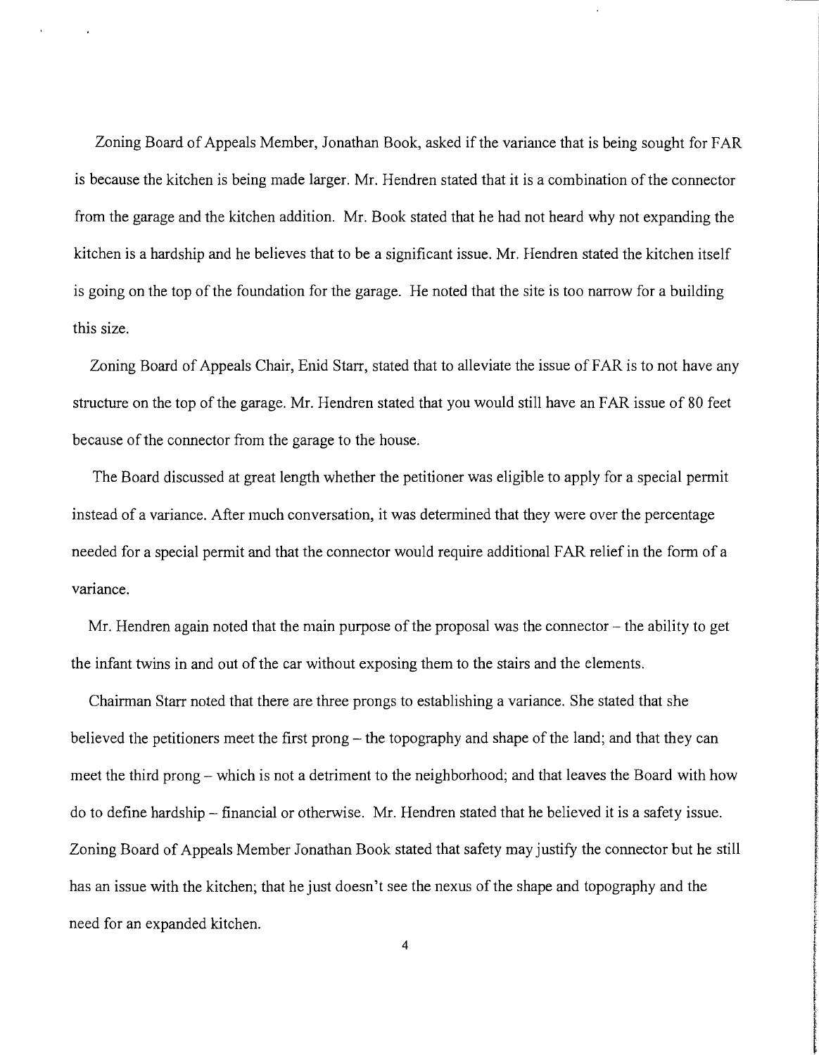Zoning Board of Appeals Member, Jonathan Book, asked if the variance that is being sought for FAR is because the kitchen is being made larger. Mr. Hendren stated that it is a combination of the connector from the garage and the kitchen addition. Mr. Book stated that he had not heard why not expanding the kitchen is a hardship and he believes that to be a significant issue. Mr. Hendren stated the kitchen itself is going on the top of the foundation for the garage. He noted that the site is too narrow for a building this size.

Zoning Board of Appeals Chair, Enid Starr, stated that to alleviate the issue of FAR is to not have any structure on the top of the garage. Mr. Hendren stated that you would still have an FAR issue of 80 feet because of the connector from the garage to the house.

The Board discussed at great length whether the petitioner was eligible to apply for a special permit instead of a variance. After much conversation, it was determined that they were over the percentage needed for a special permit and that the connector would require additional FAR relief in the form of a variance.

Mr. Hendren again noted that the main purpose of the proposal was the connector – the ability to get the infant twins in and out of the car without exposing them to the stairs and the elements.

Chairman Starr noted that there are three prongs to establishing a variance. She stated that she believed the petitioners meet the first prong – the topography and shape of the land; and that they can meet the third prong – which is not a detriment to the neighborhood; and that leaves the Board with how do to define hardship – financial or otherwise. Mr. Hendren stated that he believed it is a safety issue. Zoning Board of Appeals Member Jonathan Book stated that safety may justify the connector but he still has an issue with the kitchen; that he just doesn't see the nexus of the shape and topography and the need for an expanded kitchen.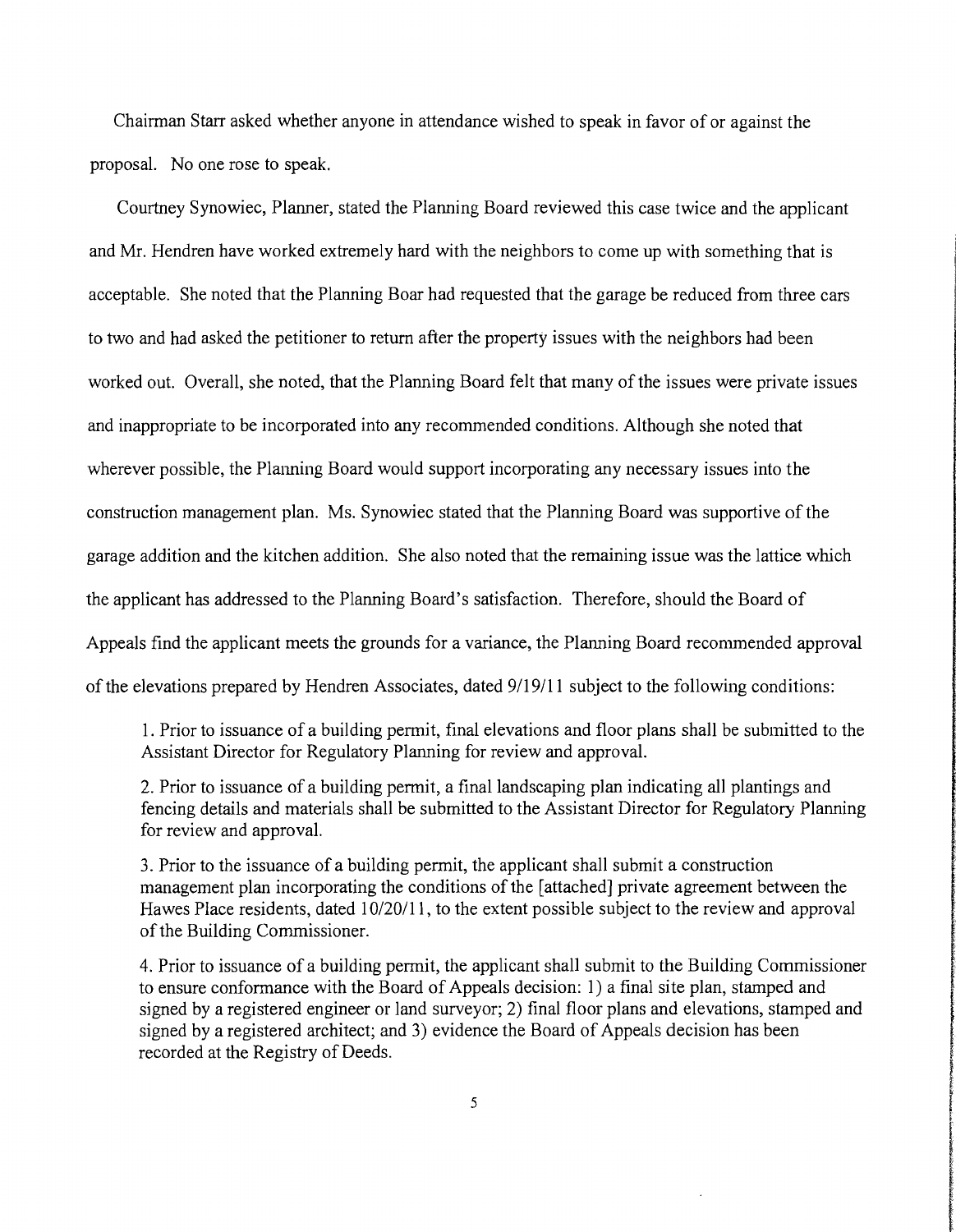Chairman Starr asked whether anyone in attendance wished to speak in favor of or against the proposal. No one rose to speak.

Courtney Synowiec, Planner, stated the Planning Board reviewed this case twice and the applicant and Mr. Hendren have worked extremely hard with the neighbors to come up with something that is acceptable. She noted that the Planning Boar had requested that the garage be reduced from three cars to two and had asked the petitioner to return after the property issues with the neighbors had been worked out. Overall, she noted, that the Planning Board felt that many of the issues were private issues and inappropriate to be incorporated into any recommended conditions. Although she noted that wherever possible, the Planning Board would support incorporating any necessary issues into the construction management plan. Ms. Synowiec stated that the Planning Board was supportive of the garage addition and the kitchen addition. She also noted that the remaining issue was the lattice which the applicant has addressed to the Planning Board's satisfaction. Therefore, should the Board of Appeals find the applicant meets the grounds for a variance, the Planning Board recommended approval of the elevations prepared by Hendren Associates, dated 9/19/11 subject to the following conditions:

1. Prior to issuance of a building permit, final elevations and floor plans shall be submitted to the Assistant Director for Regulatory Planning for review and approval.

2. Prior to issuance of a building permit, a final landscaping plan indicating all plantings and fencing details and materials shall be submitted to the Assistant Director for Regulatory Planning for review and approval.

3. Prior to the issuance of a building permit, the applicant shall submit a construction management plan incorporating the conditions of the [attached] private agreement between the Hawes Place residents, dated 10/20/11, to the extent possible subject to the review and approval of the Building Commissioner.

4. Prior to issuance of a building permit, the applicant shall submit to the Building Commissioner to ensure conformance with the Board of Appeals decision: 1) a final site plan, stamped and signed by a registered engineer or land surveyor; 2) final floor plans and elevations, stamped and signed by a registered architect; and 3) evidence the Board of Appeals decision has been recorded at the Registry of Deeds.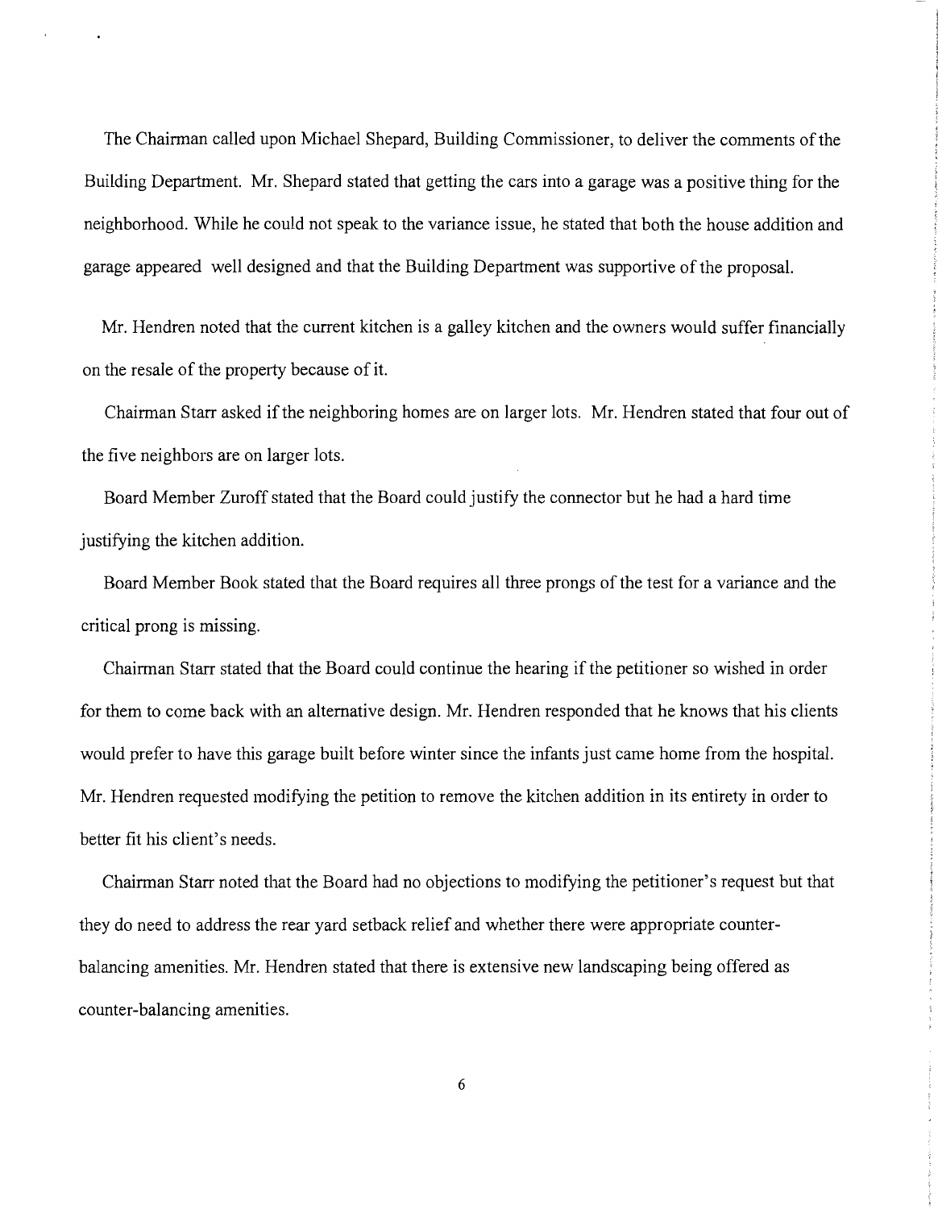The Chairman called upon Michael Shepard, Building Commissioner, to deliver the comments of the Building Department. Mr. Shepard stated that getting the cars into a garage was a positive thing for the neighborhood. While he could not speak to the variance issue, he stated that both the house addition and garage appeared well designed and that the Building Department was supportive of the proposal.

Mr. Hendren noted that the current kitchen is a galley kitchen and the owners would suffer financially on the resale of the property because of it.

Chairman Starr asked if the neighboring homes are on larger lots. Mr. Hendren stated that four out of the five neighbors are on larger lots.

Board Member Zuroff stated that the Board could justify the connector but he had a hard time justifying the kitchen addition.

Board Member Book stated that the Board requires all three prongs of the test for a variance and the critical prong is missing.

Chairman Starr stated that the Board could continue the hearing if the petitioner so wished in order for them to come back with an alternative design. Mr. Hendren responded that he knows that his clients would prefer to have this garage built before winter since the infants just came home from the hospital. Mr. Hendren requested modifying the petition to remove the kitchen addition in its entirety in order to better fit his client's needs.

Chairman Starr noted that the Board had no objections to modifying the petitioner's request but that they do need to address the rear yard setback relief and whether there were appropriate counter-balancing amenities. Mr. Hendren stated that there is extensive new landscaping being offered as counter-balancing amenities.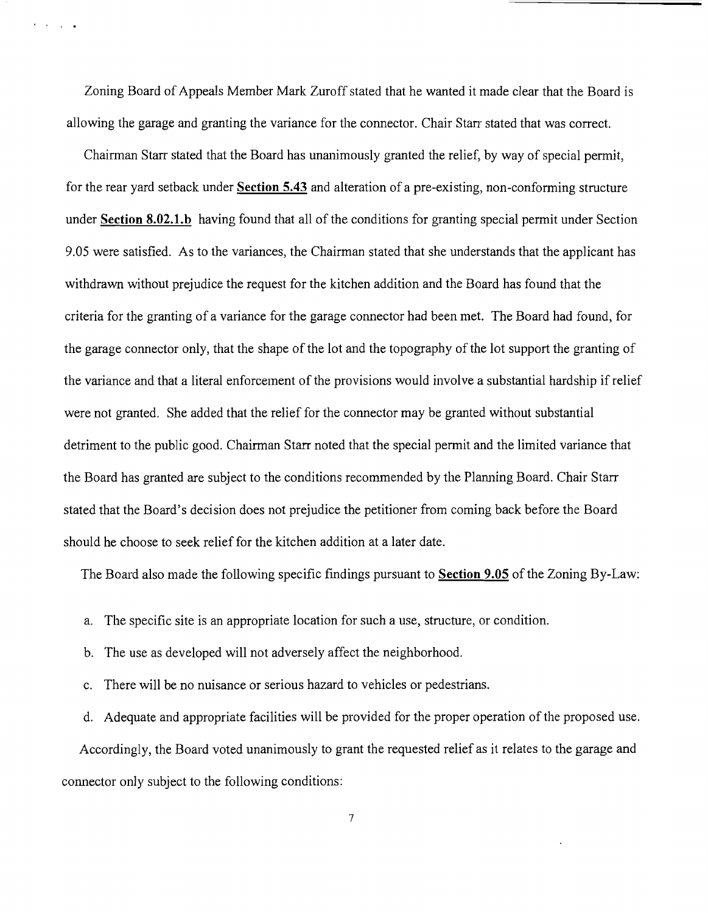Zoning Board of Appeals Member Mark Zuroff stated that he wanted it made clear that the Board is allowing the garage and granting the variance for the connector. Chair Starr stated that was correct.

Chairman Starr stated that the Board has unanimously granted the relief, by way of special permit, for the rear yard setback under **Section 5.43** and alteration of a pre-existing, non-conforming structure under **Section 8.02.1.b** having found that all of the conditions for granting special permit under Section 9.05 were satisfied. As to the variances, the Chairman stated that she understands that the applicant has withdrawn without prejudice the request for the kitchen addition and the Board has found that the criteria for the granting of a variance for the garage connector had been met. The Board had found, for the garage connector only, that the shape of the lot and the topography of the lot support the granting of the variance and that a literal enforcement of the provisions would involve a substantial hardship if relief were not granted. She added that the relief for the connector may be granted without substantial detriment to the public good. Chairman Starr noted that the special permit and the limited variance that the Board has granted are subject to the conditions recommended by the Planning Board. Chair Starr stated that the Board's decision does not prejudice the petitioner from coming back before the Board should he choose to seek relief for the kitchen addition at a later date.

The Board also made the following specific findings pursuant to **Section 9.05** of the Zoning By-Law:

a. The specific site is an appropriate location for such a use, structure, or condition.

b. The use as developed will not adversely affect the neighborhood.

c. There will be no nuisance or serious hazard to vehicles or pedestrians.

d. Adequate and appropriate facilities will be provided for the proper operation of the proposed use.

Accordingly, the Board voted unanimously to grant the requested relief as it relates to the garage and connector only subject to the following conditions: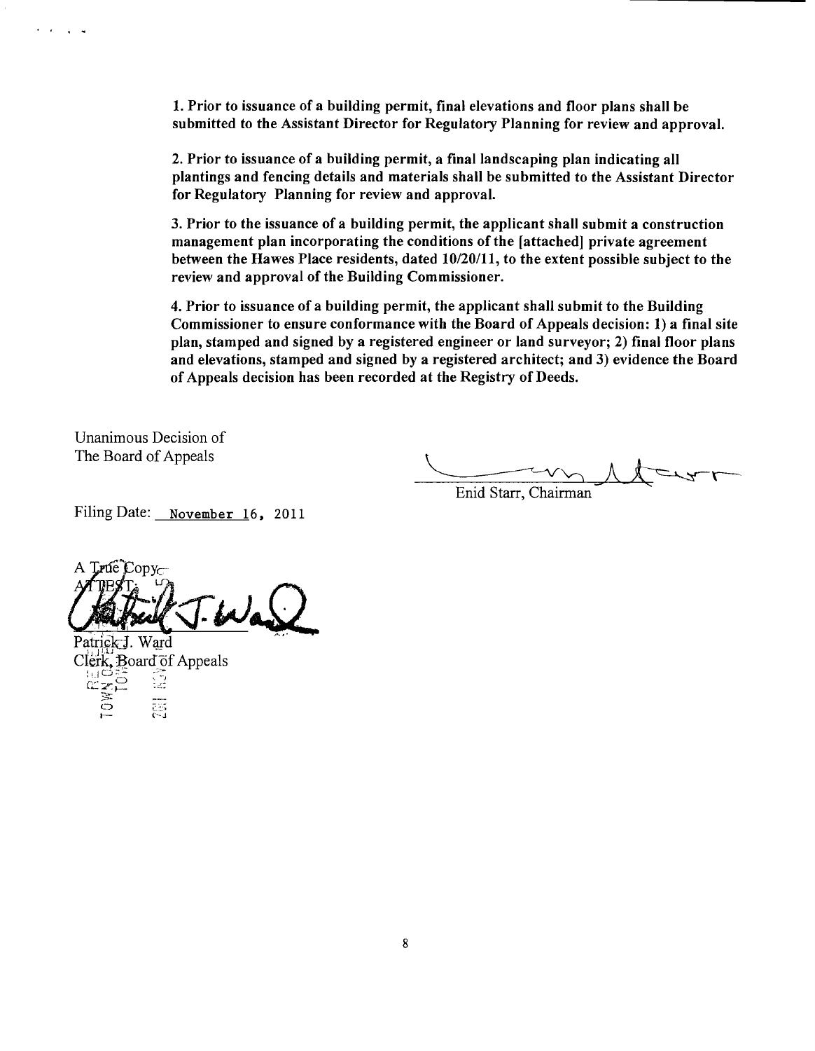**1. Prior to issuance of a building permit, final elevations and floor plans shall be submitted to the Assistant Director for Regulatory Planning for review and approval.**

**2. Prior to issuance of a building permit, a final landscaping plan indicating all plantings and fencing details and materials shall be submitted to the Assistant Director for Regulatory Planning for review and approval.**

**3. Prior to the issuance of a building permit, the applicant shall submit a construction management plan incorporating the conditions of the [attached] private agreement between the Hawes Place residents, dated 10/20/11, to the extent possible subject to the review and approval of the Building Commissioner.**

**4. Prior to issuance of a building permit, the applicant shall submit to the Building Commissioner to ensure conformance with the Board of Appeals decision: 1) a final site plan, stamped and signed by a registered engineer or land surveyor; 2) final floor plans and elevations, stamped and signed by a registered architect; and 3) evidence the Board of Appeals decision has been recorded at the Registry of Deeds.**

Unanimous Decision of
The Board of Appeals

Enid Starr, Chairman

Filing Date: November 16, 2011

A True Copy
ATTEST:

Patrick J. Ward
Clerk, Board of Appeals